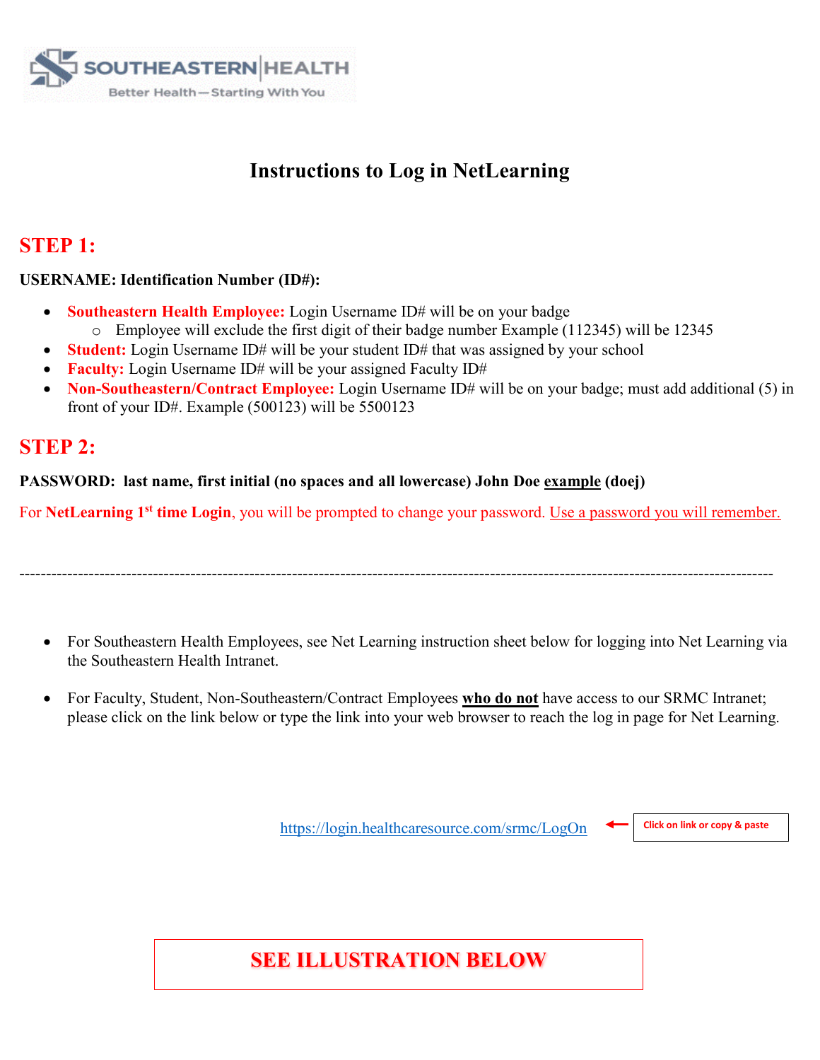SOUTHEASTERN | HEALTH

Better Health—Starting With You

# Instructions to Log in NetLearning

## STEP 1:

**USERNAME: Identification Number (ID#):**

- **Southeastern Health Employee:** Login Username ID# will be on your badge
  - Employee will exclude the first digit of their badge number Example (112345) will be 12345
- **Student:** Login Username ID# will be your student ID# that was assigned by your school
- **Faculty:** Login Username ID# will be your assigned Faculty ID#
- **Non-Southeastern/Contract Employee:** Login Username ID# will be on your badge; must add additional (5) in front of your ID#. Example (500123) will be 5500123

## STEP 2:

**PASSWORD: last name, first initial (no spaces and all lowercase) John Doe example (doej)**

For **NetLearning 1st time Login**, you will be prompted to change your password. Use a password you will remember.

---

- For Southeastern Health Employees, see Net Learning instruction sheet below for logging into Net Learning via the Southeastern Health Intranet.

- For Faculty, Student, Non-Southeastern/Contract Employees **who do not** have access to our SRMC Intranet; please click on the link below or type the link into your web browser to reach the log in page for Net Learning.

https://login.healthcaresource.com/srmc/LogOn ← Click on link or copy & paste

**SEE ILLUSTRATION BELOW**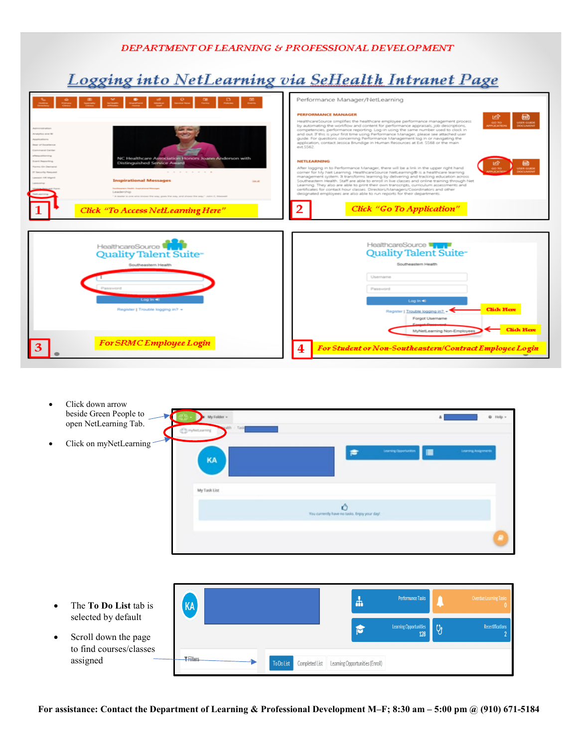DEPARTMENT OF LEARNING & PROFESSIONAL DEVELOPMENT

# Logging into NetLearning via SeHealth Intranet Page

1 Click "To Access NetLearning Here"

2 Click "Go To Application"

3 For SRMC Employee Login

4 For Student or Non-Southeastern/Contract Employee Login

- Click down arrow beside Green People to open NetLearning Tab.
- Click on myNetLearning

- The **To Do List** tab is selected by default
- Scroll down the page to find courses/classes assigned

**For assistance: Contact the Department of Learning & Professional Development M–F; 8:30 am – 5:00 pm @ (910) 671-5184**